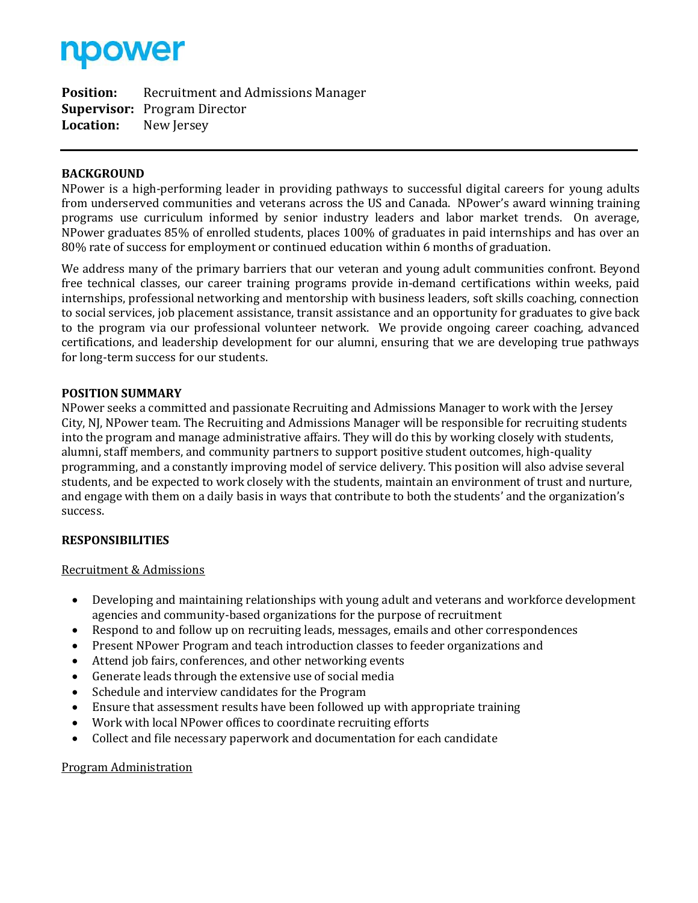npower

**Position:** Recruitment and Admissions Manager
**Supervisor:** Program Director
**Location:** New Jersey

---

## BACKGROUND

NPower is a high-performing leader in providing pathways to successful digital careers for young adults from underserved communities and veterans across the US and Canada. NPower's award winning training programs use curriculum informed by senior industry leaders and labor market trends. On average, NPower graduates 85% of enrolled students, places 100% of graduates in paid internships and has over an 80% rate of success for employment or continued education within 6 months of graduation.

We address many of the primary barriers that our veteran and young adult communities confront. Beyond free technical classes, our career training programs provide in-demand certifications within weeks, paid internships, professional networking and mentorship with business leaders, soft skills coaching, connection to social services, job placement assistance, transit assistance and an opportunity for graduates to give back to the program via our professional volunteer network. We provide ongoing career coaching, advanced certifications, and leadership development for our alumni, ensuring that we are developing true pathways for long-term success for our students.

## POSITION SUMMARY

NPower seeks a committed and passionate Recruiting and Admissions Manager to work with the Jersey City, NJ, NPower team. The Recruiting and Admissions Manager will be responsible for recruiting students into the program and manage administrative affairs. They will do this by working closely with students, alumni, staff members, and community partners to support positive student outcomes, high-quality programming, and a constantly improving model of service delivery. This position will also advise several students, and be expected to work closely with the students, maintain an environment of trust and nurture, and engage with them on a daily basis in ways that contribute to both the students' and the organization's success.

## RESPONSIBILITIES

<u>Recruitment & Admissions</u>

- Developing and maintaining relationships with young adult and veterans and workforce development agencies and community-based organizations for the purpose of recruitment
- Respond to and follow up on recruiting leads, messages, emails and other correspondences
- Present NPower Program and teach introduction classes to feeder organizations and
- Attend job fairs, conferences, and other networking events
- Generate leads through the extensive use of social media
- Schedule and interview candidates for the Program
- Ensure that assessment results have been followed up with appropriate training
- Work with local NPower offices to coordinate recruiting efforts
- Collect and file necessary paperwork and documentation for each candidate

<u>Program Administration</u>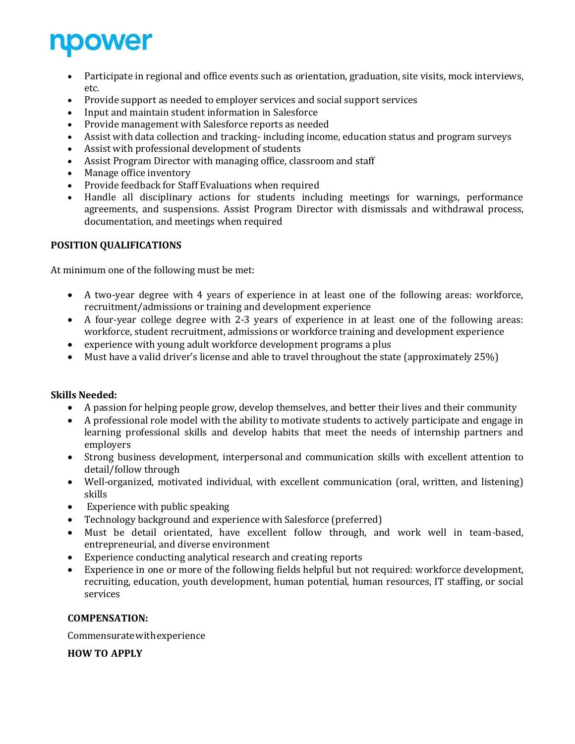- Participate in regional and office events such as orientation, graduation, site visits, mock interviews, etc.
- Provide support as needed to employer services and social support services
- Input and maintain student information in Salesforce
- Provide management with Salesforce reports as needed
- Assist with data collection and tracking- including income, education status and program surveys
- Assist with professional development of students
- Assist Program Director with managing office, classroom and staff
- Manage office inventory
- Provide feedback for Staff Evaluations when required
- Handle all disciplinary actions for students including meetings for warnings, performance agreements, and suspensions. Assist Program Director with dismissals and withdrawal process, documentation, and meetings when required

**POSITION QUALIFICATIONS**

At minimum one of the following must be met:

- A two-year degree with 4 years of experience in at least one of the following areas: workforce, recruitment/admissions or training and development experience
- A four-year college degree with 2-3 years of experience in at least one of the following areas: workforce, student recruitment, admissions or workforce training and development experience
- experience with young adult workforce development programs a plus
- Must have a valid driver's license and able to travel throughout the state (approximately 25%)

**Skills Needed:**

- A passion for helping people grow, develop themselves, and better their lives and their community
- A professional role model with the ability to motivate students to actively participate and engage in learning professional skills and develop habits that meet the needs of internship partners and employers
- Strong business development, interpersonal and communication skills with excellent attention to detail/follow through
- Well-organized, motivated individual, with excellent communication (oral, written, and listening) skills
- Experience with public speaking
- Technology background and experience with Salesforce (preferred)
- Must be detail orientated, have excellent follow through, and work well in team-based, entrepreneurial, and diverse environment
- Experience conducting analytical research and creating reports
- Experience in one or more of the following fields helpful but not required: workforce development, recruiting, education, youth development, human potential, human resources, IT staffing, or social services

**COMPENSATION:**

Commensurate with experience

**HOW TO APPLY**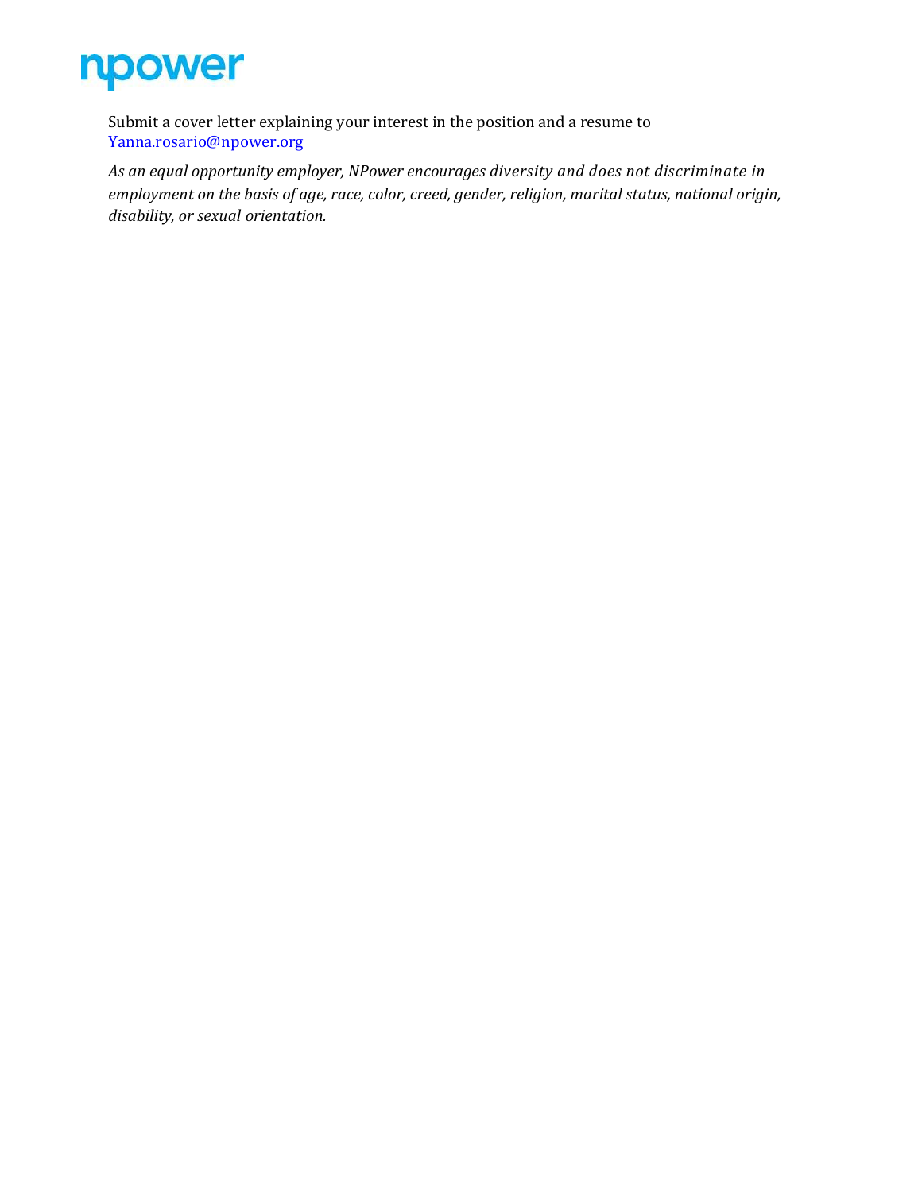Submit a cover letter explaining your interest in the position and a resume to [Yanna.rosario@npower.org](mailto:Yanna.rosario@npower.org)

*As an equal opportunity employer, NPower encourages diversity and does not discriminate in employment on the basis of age, race, color, creed, gender, religion, marital status, national origin, disability, or sexual orientation.*